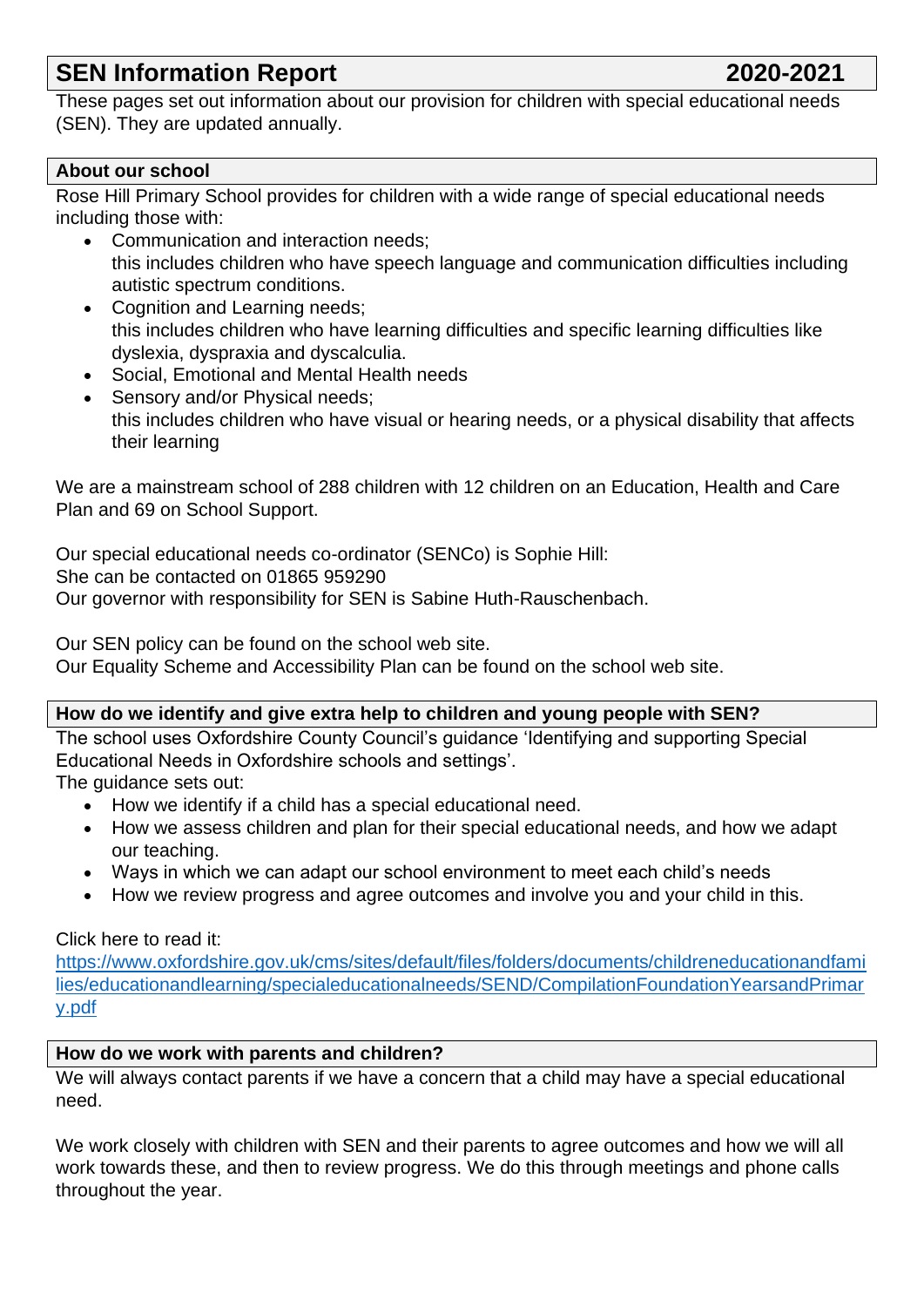# SEN Information Report 2020-2021

These pages set out information about our provision for children with special educational needs (SEN). They are updated annually.

## About our school

Rose Hill Primary School provides for children with a wide range of special educational needs including those with:

- Communication and interaction needs;
  this includes children who have speech language and communication difficulties including autistic spectrum conditions.
- Cognition and Learning needs;
  this includes children who have learning difficulties and specific learning difficulties like dyslexia, dyspraxia and dyscalculia.
- Social, Emotional and Mental Health needs
- Sensory and/or Physical needs;
  this includes children who have visual or hearing needs, or a physical disability that affects their learning

We are a mainstream school of 288 children with 12 children on an Education, Health and Care Plan and 69 on School Support.

Our special educational needs co-ordinator (SENCo) is Sophie Hill:
She can be contacted on 01865 959290
Our governor with responsibility for SEN is Sabine Huth-Rauschenbach.

Our SEN policy can be found on the school web site.
Our Equality Scheme and Accessibility Plan can be found on the school web site.

## How do we identify and give extra help to children and young people with SEN?

The school uses Oxfordshire County Council's guidance 'Identifying and supporting Special Educational Needs in Oxfordshire schools and settings'.
The guidance sets out:

- How we identify if a child has a special educational need.
- How we assess children and plan for their special educational needs, and how we adapt our teaching.
- Ways in which we can adapt our school environment to meet each child's needs
- How we review progress and agree outcomes and involve you and your child in this.

Click here to read it:
https://www.oxfordshire.gov.uk/cms/sites/default/files/folders/documents/childreneducationandfamilies/educationandlearning/specialeducationalneeds/SEND/CompilationFoundationYearsandPrimary.pdf

## How do we work with parents and children?

We will always contact parents if we have a concern that a child may have a special educational need.

We work closely with children with SEN and their parents to agree outcomes and how we will all work towards these, and then to review progress. We do this through meetings and phone calls throughout the year.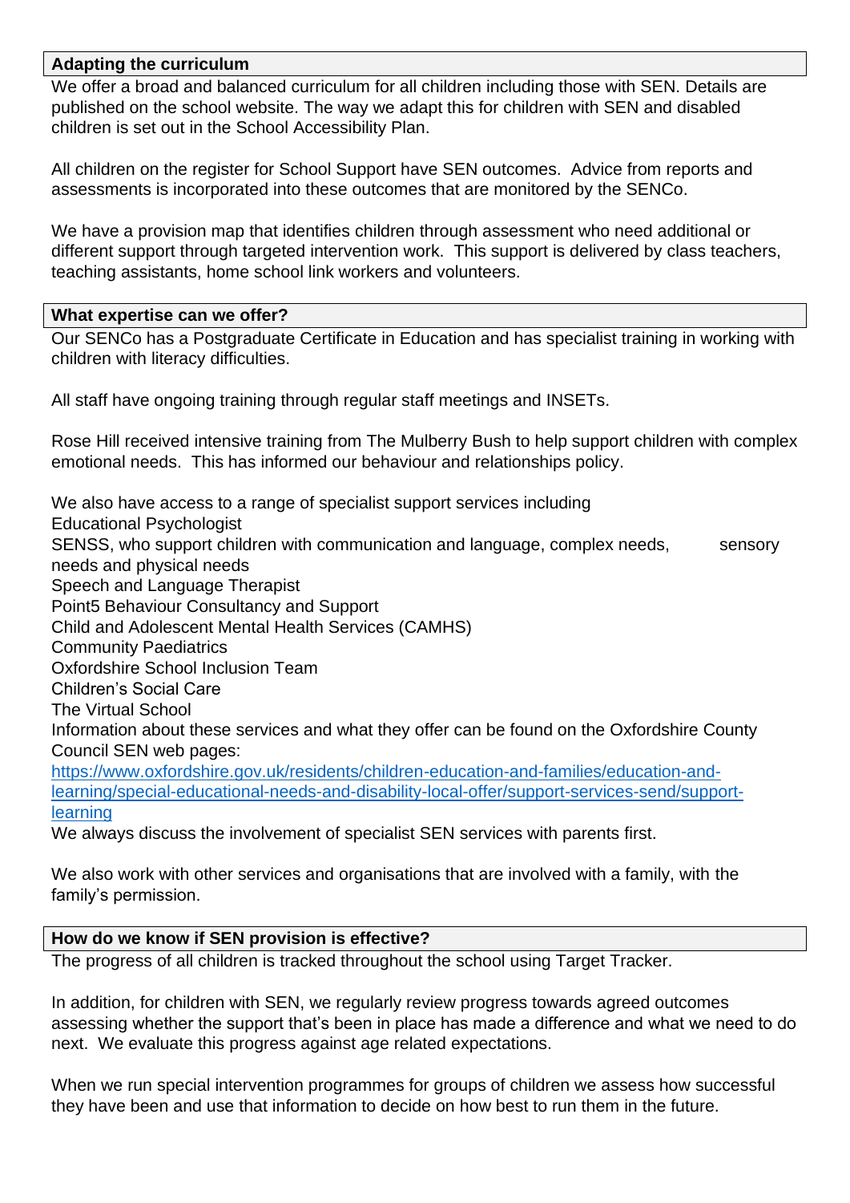## Adapting the curriculum

We offer a broad and balanced curriculum for all children including those with SEN. Details are published on the school website. The way we adapt this for children with SEN and disabled children is set out in the School Accessibility Plan.

All children on the register for School Support have SEN outcomes. Advice from reports and assessments is incorporated into these outcomes that are monitored by the SENCo.

We have a provision map that identifies children through assessment who need additional or different support through targeted intervention work. This support is delivered by class teachers, teaching assistants, home school link workers and volunteers.

## What expertise can we offer?

Our SENCo has a Postgraduate Certificate in Education and has specialist training in working with children with literacy difficulties.

All staff have ongoing training through regular staff meetings and INSETs.

Rose Hill received intensive training from The Mulberry Bush to help support children with complex emotional needs. This has informed our behaviour and relationships policy.

We also have access to a range of specialist support services including

- Educational Psychologist
- SENSS, who support children with communication and language, complex needs, sensory needs and physical needs
- Speech and Language Therapist
- Point5 Behaviour Consultancy and Support
- Child and Adolescent Mental Health Services (CAMHS)
- Community Paediatrics
- Oxfordshire School Inclusion Team
- Children's Social Care
- The Virtual School

Information about these services and what they offer can be found on the Oxfordshire County Council SEN web pages: [https://www.oxfordshire.gov.uk/residents/children-education-and-families/education-and-learning/special-educational-needs-and-disability-local-offer/support-services-send/support-learning](https://www.oxfordshire.gov.uk/residents/children-education-and-families/education-and-learning/special-educational-needs-and-disability-local-offer/support-services-send/support-learning)

We always discuss the involvement of specialist SEN services with parents first.

We also work with other services and organisations that are involved with a family, with the family's permission.

## How do we know if SEN provision is effective?

The progress of all children is tracked throughout the school using Target Tracker.

In addition, for children with SEN, we regularly review progress towards agreed outcomes assessing whether the support that's been in place has made a difference and what we need to do next. We evaluate this progress against age related expectations.

When we run special intervention programmes for groups of children we assess how successful they have been and use that information to decide on how best to run them in the future.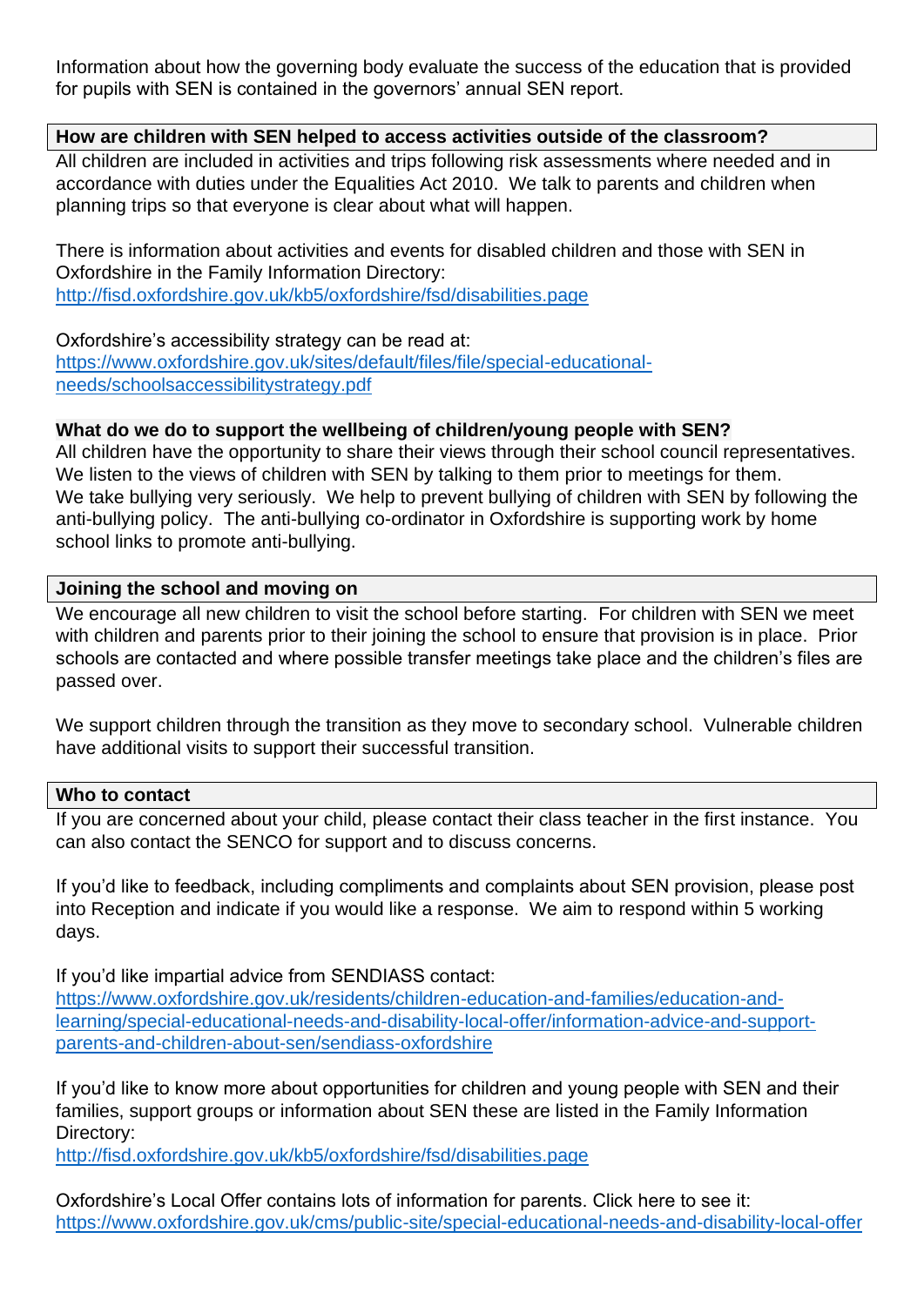Information about how the governing body evaluate the success of the education that is provided for pupils with SEN is contained in the governors' annual SEN report.

## How are children with SEN helped to access activities outside of the classroom?

All children are included in activities and trips following risk assessments where needed and in accordance with duties under the Equalities Act 2010. We talk to parents and children when planning trips so that everyone is clear about what will happen.

There is information about activities and events for disabled children and those with SEN in Oxfordshire in the Family Information Directory:
http://fisd.oxfordshire.gov.uk/kb5/oxfordshire/fsd/disabilities.page

Oxfordshire's accessibility strategy can be read at:
https://www.oxfordshire.gov.uk/sites/default/files/file/special-educational-needs/schoolsaccessibilitystrategy.pdf

## What do we do to support the wellbeing of children/young people with SEN?

All children have the opportunity to share their views through their school council representatives. We listen to the views of children with SEN by talking to them prior to meetings for them. We take bullying very seriously. We help to prevent bullying of children with SEN by following the anti-bullying policy. The anti-bullying co-ordinator in Oxfordshire is supporting work by home school links to promote anti-bullying.

## Joining the school and moving on

We encourage all new children to visit the school before starting. For children with SEN we meet with children and parents prior to their joining the school to ensure that provision is in place. Prior schools are contacted and where possible transfer meetings take place and the children's files are passed over.

We support children through the transition as they move to secondary school. Vulnerable children have additional visits to support their successful transition.

## Who to contact

If you are concerned about your child, please contact their class teacher in the first instance. You can also contact the SENCO for support and to discuss concerns.

If you'd like to feedback, including compliments and complaints about SEN provision, please post into Reception and indicate if you would like a response. We aim to respond within 5 working days.

If you'd like impartial advice from SENDIASS contact:
https://www.oxfordshire.gov.uk/residents/children-education-and-families/education-and-learning/special-educational-needs-and-disability-local-offer/information-advice-and-support-parents-and-children-about-sen/sendiass-oxfordshire

If you'd like to know more about opportunities for children and young people with SEN and their families, support groups or information about SEN these are listed in the Family Information Directory:
http://fisd.oxfordshire.gov.uk/kb5/oxfordshire/fsd/disabilities.page

Oxfordshire's Local Offer contains lots of information for parents. Click here to see it:
https://www.oxfordshire.gov.uk/cms/public-site/special-educational-needs-and-disability-local-offer